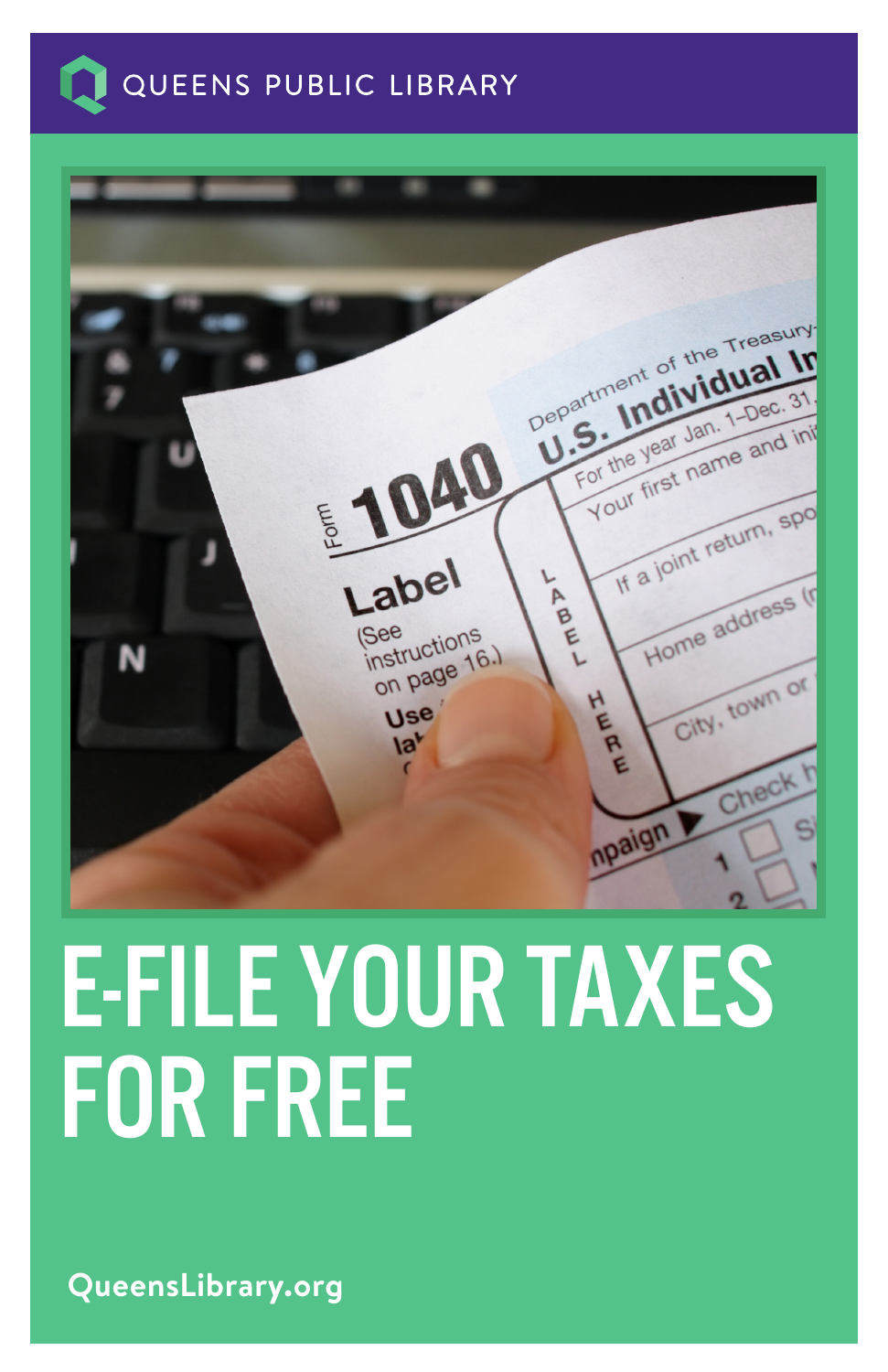QUEENS PUBLIC LIBRARY

# E-FILE YOUR TAXES FOR FREE

QueensLibrary.org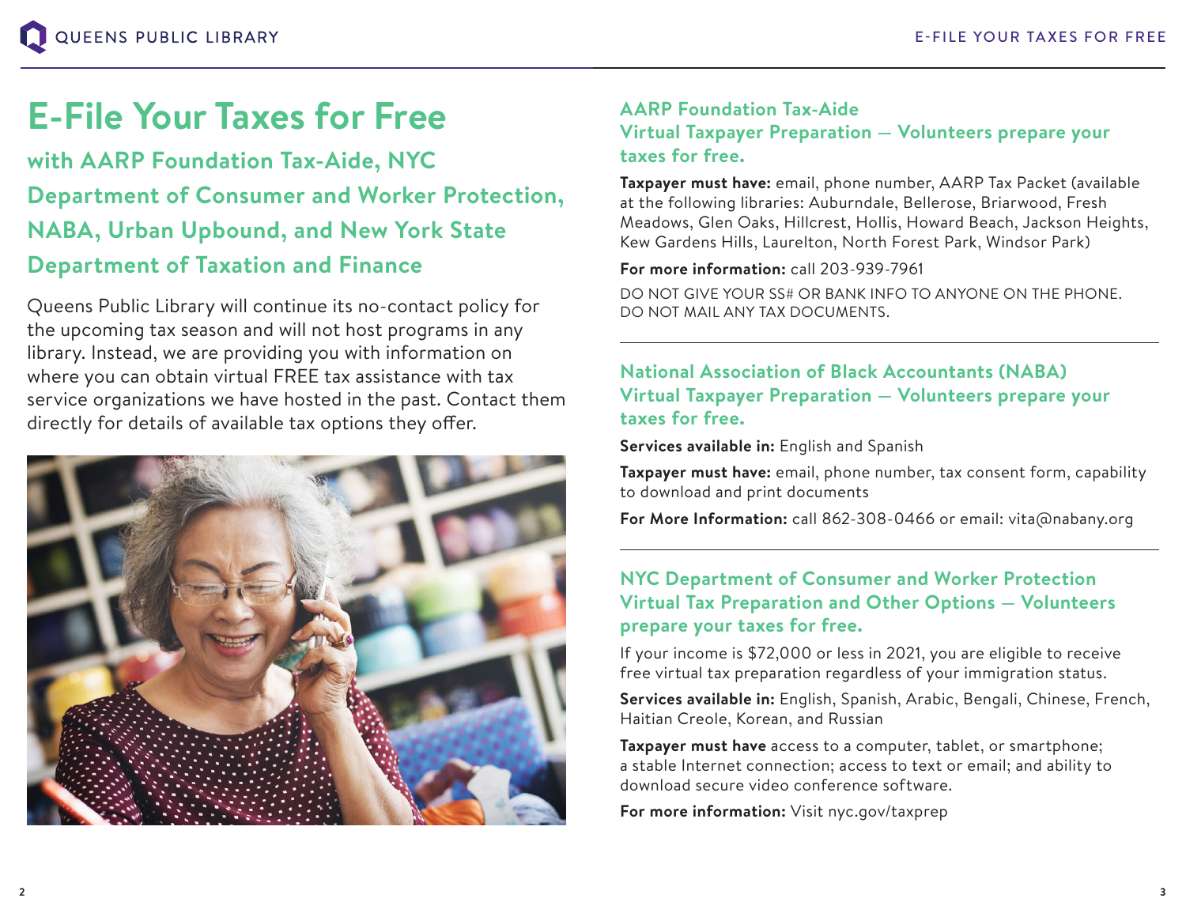# E-File Your Taxes for Free

## with AARP Foundation Tax-Aide, NYC Department of Consumer and Worker Protection, NABA, Urban Upbound, and New York State Department of Taxation and Finance

Queens Public Library will continue its no-contact policy for the upcoming tax season and will not host programs in any library. Instead, we are providing you with information on where you can obtain virtual FREE tax assistance with tax service organizations we have hosted in the past. Contact them directly for details of available tax options they offer.

### AARP Foundation Tax-Aide Virtual Taxpayer Preparation — Volunteers prepare your taxes for free.

**Taxpayer must have:** email, phone number, AARP Tax Packet (available at the following libraries: Auburndale, Bellerose, Briarwood, Fresh Meadows, Glen Oaks, Hillcrest, Hollis, Howard Beach, Jackson Heights, Kew Gardens Hills, Laurelton, North Forest Park, Windsor Park)

**For more information:** call 203-939-7961

DO NOT GIVE YOUR SS# OR BANK INFO TO ANYONE ON THE PHONE. DO NOT MAIL ANY TAX DOCUMENTS.

---

### National Association of Black Accountants (NABA) Virtual Taxpayer Preparation — Volunteers prepare your taxes for free.

**Services available in:** English and Spanish

**Taxpayer must have:** email, phone number, tax consent form, capability to download and print documents

**For More Information:** call 862-308-0466 or email: vita@nabany.org

---

### NYC Department of Consumer and Worker Protection Virtual Tax Preparation and Other Options — Volunteers prepare your taxes for free.

If your income is $72,000 or less in 2021, you are eligible to receive free virtual tax preparation regardless of your immigration status.

**Services available in:** English, Spanish, Arabic, Bengali, Chinese, French, Haitian Creole, Korean, and Russian

**Taxpayer must have** access to a computer, tablet, or smartphone; a stable Internet connection; access to text or email; and ability to download secure video conference software.

**For more information:** Visit nyc.gov/taxprep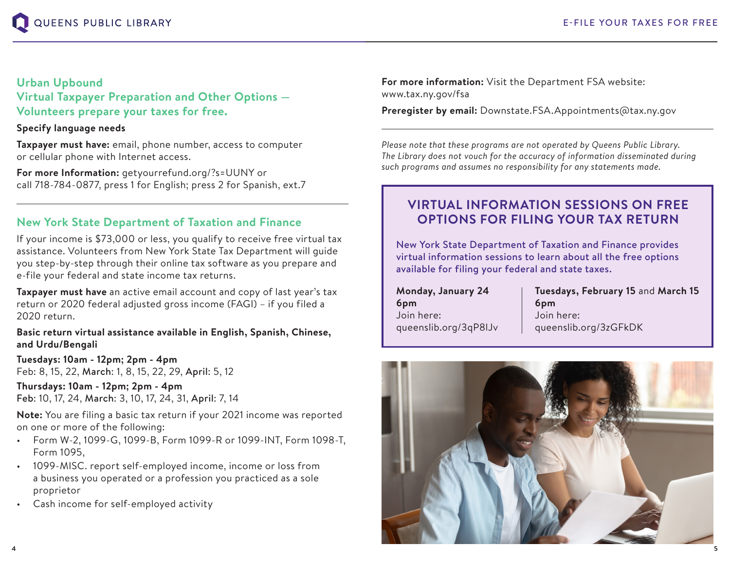## Urban Upbound
## Virtual Taxpayer Preparation and Other Options — Volunteers prepare your taxes for free.

**Specify language needs**

**Taxpayer must have:** email, phone number, access to computer or cellular phone with Internet access.

**For more Information:** getyourrefund.org/?s=UUNY or call 718-784-0877, press 1 for English; press 2 for Spanish, ext.7

---

## New York State Department of Taxation and Finance

If your income is $73,000 or less, you qualify to receive free virtual tax assistance. Volunteers from New York State Tax Department will guide you step-by-step through their online tax software as you prepare and e-file your federal and state income tax returns.

**Taxpayer must have** an active email account and copy of last year's tax return or 2020 federal adjusted gross income (FAGI) – if you filed a 2020 return.

**Basic return virtual assistance available in English, Spanish, Chinese, and Urdu/Bengali**

**Tuesdays: 10am - 12pm; 2pm - 4pm**
Feb: 8, 15, 22, **March**: 1, 8, 15, 22, 29, **April**: 5, 12

**Thursdays: 10am - 12pm; 2pm - 4pm**
**Feb**: 10, 17, 24, **March**: 3, 10, 17, 24, 31, **April**: 7, 14

**Note:** You are filing a basic tax return if your 2021 income was reported on one or more of the following:

- Form W-2, 1099-G, 1099-B, Form 1099-R or 1099-INT, Form 1098-T, Form 1095,
- 1099-MISC. report self-employed income, income or loss from a business you operated or a profession you practiced as a sole proprietor
- Cash income for self-employed activity

**For more information:** Visit the Department FSA website: www.tax.ny.gov/fsa

**Preregister by email:** Downstate.FSA.Appointments@tax.ny.gov

---

*Please note that these programs are not operated by Queens Public Library. The Library does not vouch for the accuracy of information disseminated during such programs and assumes no responsibility for any statements made.*

## VIRTUAL INFORMATION SESSIONS ON FREE OPTIONS FOR FILING YOUR TAX RETURN

New York State Department of Taxation and Finance provides virtual information sessions to learn about all the free options available for filing your federal and state taxes.

**Monday, January 24**
**6pm**
Join here:
queenslib.org/3qP8IJv

**Tuesdays, February 15** and **March 15**
**6pm**
Join here:
queenslib.org/3zGFkDK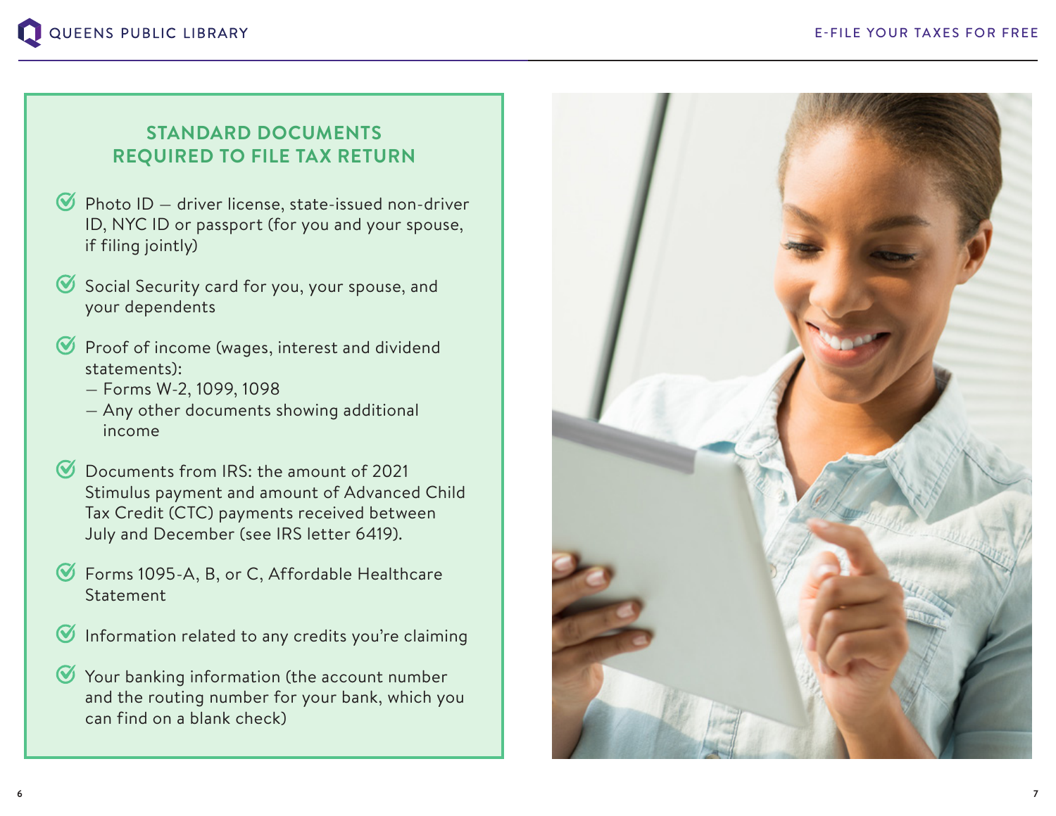## STANDARD DOCUMENTS REQUIRED TO FILE TAX RETURN

- Photo ID – driver license, state-issued non-driver ID, NYC ID or passport (for you and your spouse, if filing jointly)
- Social Security card for you, your spouse, and your dependents
- Proof of income (wages, interest and dividend statements):
  - Forms W-2, 1099, 1098
  - Any other documents showing additional income
- Documents from IRS: the amount of 2021 Stimulus payment and amount of Advanced Child Tax Credit (CTC) payments received between July and December (see IRS letter 6419).
- Forms 1095-A, B, or C, Affordable Healthcare Statement
- Information related to any credits you're claiming
- Your banking information (the account number and the routing number for your bank, which you can find on a blank check)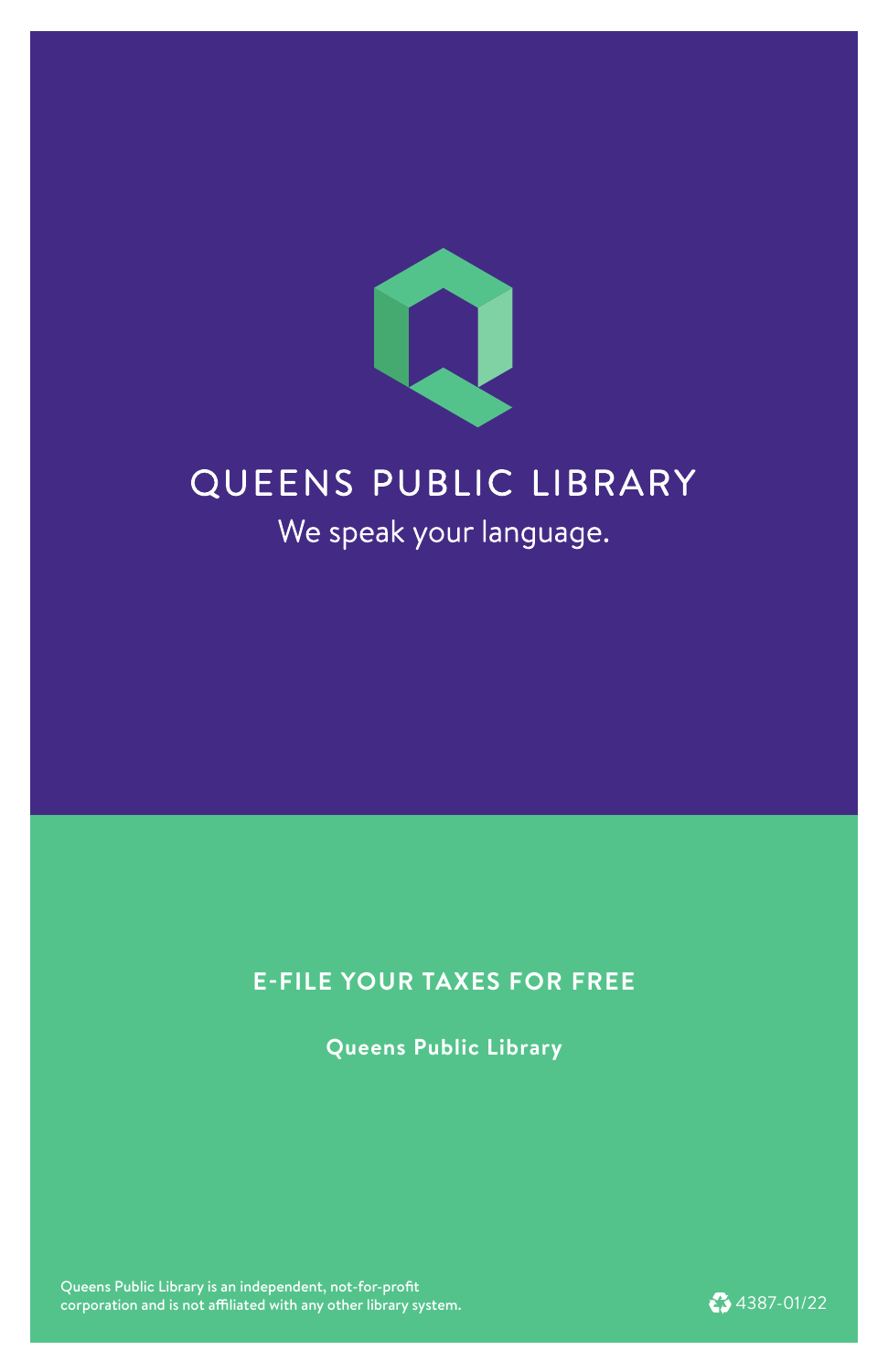# QUEENS PUBLIC LIBRARY

We speak your language.

## E-FILE YOUR TAXES FOR FREE

**Queens Public Library**

Queens Public Library is an independent, not-for-profit corporation and is not affiliated with any other library system.

4387-01/22